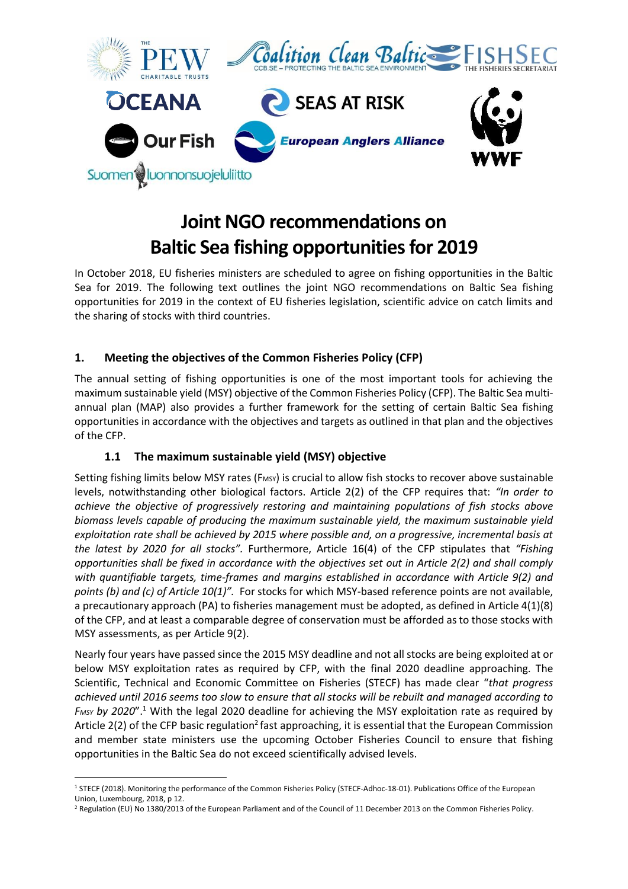# Joint NGO recommendations on Baltic Sea fishing opportunities for 2019

In October 2018, EU fisheries ministers are scheduled to agree on fishing opportunities in the Baltic Sea for 2019. The following text outlines the joint NGO recommendations on Baltic Sea fishing opportunities for 2019 in the context of EU fisheries legislation, scientific advice on catch limits and the sharing of stocks with third countries.

## 1. Meeting the objectives of the Common Fisheries Policy (CFP)

The annual setting of fishing opportunities is one of the most important tools for achieving the maximum sustainable yield (MSY) objective of the Common Fisheries Policy (CFP). The Baltic Sea multi-annual plan (MAP) also provides a further framework for the setting of certain Baltic Sea fishing opportunities in accordance with the objectives and targets as outlined in that plan and the objectives of the CFP.

### 1.1 The maximum sustainable yield (MSY) objective

Setting fishing limits below MSY rates ($F_{MSY}$) is crucial to allow fish stocks to recover above sustainable levels, notwithstanding other biological factors. Article 2(2) of the CFP requires that: *"In order to achieve the objective of progressively restoring and maintaining populations of fish stocks above biomass levels capable of producing the maximum sustainable yield, the maximum sustainable yield exploitation rate shall be achieved by 2015 where possible and, on a progressive, incremental basis at the latest by 2020 for all stocks".* Furthermore, Article 16(4) of the CFP stipulates that *"Fishing opportunities shall be fixed in accordance with the objectives set out in Article 2(2) and shall comply with quantifiable targets, time-frames and margins established in accordance with Article 9(2) and points (b) and (c) of Article 10(1)".* For stocks for which MSY-based reference points are not available, a precautionary approach (PA) to fisheries management must be adopted, as defined in Article 4(1)(8) of the CFP, and at least a comparable degree of conservation must be afforded as to those stocks with MSY assessments, as per Article 9(2).

Nearly four years have passed since the 2015 MSY deadline and not all stocks are being exploited at or below MSY exploitation rates as required by CFP, with the final 2020 deadline approaching. The Scientific, Technical and Economic Committee on Fisheries (STECF) has made clear "*that progress achieved until 2016 seems too slow to ensure that all stocks will be rebuilt and managed according to $F_{MSY}$ by 2020*".[1] With the legal 2020 deadline for achieving the MSY exploitation rate as required by Article 2(2) of the CFP basic regulation[2] fast approaching, it is essential that the European Commission and member state ministers use the upcoming October Fisheries Council to ensure that fishing opportunities in the Baltic Sea do not exceed scientifically advised levels.

---

[1] STECF (2018). Monitoring the performance of the Common Fisheries Policy (STECF-Adhoc-18-01). Publications Office of the European Union, Luxembourg, 2018, p 12.

[2] Regulation (EU) No 1380/2013 of the European Parliament and of the Council of 11 December 2013 on the Common Fisheries Policy.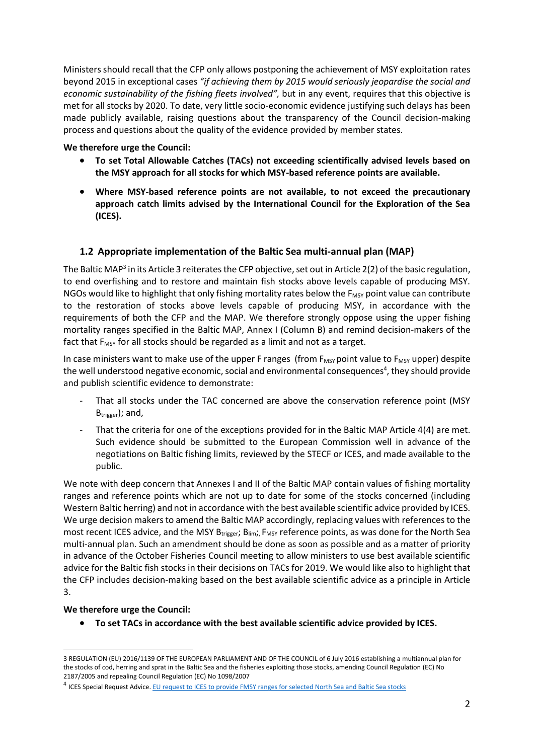Ministers should recall that the CFP only allows postponing the achievement of MSY exploitation rates beyond 2015 in exceptional cases *"if achieving them by 2015 would seriously jeopardise the social and economic sustainability of the fishing fleets involved",* but in any event, requires that this objective is met for all stocks by 2020. To date, very little socio-economic evidence justifying such delays has been made publicly available, raising questions about the transparency of the Council decision-making process and questions about the quality of the evidence provided by member states.

**We therefore urge the Council:**

- **To set Total Allowable Catches (TACs) not exceeding scientifically advised levels based on the MSY approach for all stocks for which MSY-based reference points are available.**
- **Where MSY-based reference points are not available, to not exceed the precautionary approach catch limits advised by the International Council for the Exploration of the Sea (ICES).**

## 1.2 Appropriate implementation of the Baltic Sea multi-annual plan (MAP)

The Baltic MAP[3] in its Article 3 reiterates the CFP objective, set out in Article 2(2) of the basic regulation, to end overfishing and to restore and maintain fish stocks above levels capable of producing MSY. NGOs would like to highlight that only fishing mortality rates below the $F_{MSY}$ point value can contribute to the restoration of stocks above levels capable of producing MSY, in accordance with the requirements of both the CFP and the MAP. We therefore strongly oppose using the upper fishing mortality ranges specified in the Baltic MAP, Annex I (Column B) and remind decision-makers of the fact that $F_{MSY}$ for all stocks should be regarded as a limit and not as a target.

In case ministers want to make use of the upper F ranges (from $F_{MSY}$ point value to $F_{MSY}$ upper) despite the well understood negative economic, social and environmental consequences[4], they should provide and publish scientific evidence to demonstrate:

- That all stocks under the TAC concerned are above the conservation reference point (MSY $B_{trigger}$); and,
- That the criteria for one of the exceptions provided for in the Baltic MAP Article 4(4) are met. Such evidence should be submitted to the European Commission well in advance of the negotiations on Baltic fishing limits, reviewed by the STECF or ICES, and made available to the public.

We note with deep concern that Annexes I and II of the Baltic MAP contain values of fishing mortality ranges and reference points which are not up to date for some of the stocks concerned (including Western Baltic herring) and not in accordance with the best available scientific advice provided by ICES. We urge decision makers to amend the Baltic MAP accordingly, replacing values with references to the most recent ICES advice, and the MSY $B_{trigger}$; $B_{lim}$;, $F_{MSY}$ reference points, as was done for the North Sea multi-annual plan. Such an amendment should be done as soon as possible and as a matter of priority in advance of the October Fisheries Council meeting to allow ministers to use best available scientific advice for the Baltic fish stocks in their decisions on TACs for 2019. We would like also to highlight that the CFP includes decision-making based on the best available scientific advice as a principle in Article 3.

**We therefore urge the Council:**

- **To set TACs in accordance with the best available scientific advice provided by ICES.**

---

3 REGULATION (EU) 2016/1139 OF THE EUROPEAN PARLIAMENT AND OF THE COUNCIL of 6 July 2016 establishing a multiannual plan for the stocks of cod, herring and sprat in the Baltic Sea and the fisheries exploiting those stocks, amending Council Regulation (EC) No 2187/2005 and repealing Council Regulation (EC) No 1098/2007

4 ICES Special Request Advice. EU request to ICES to provide FMSY ranges for selected North Sea and Baltic Sea stocks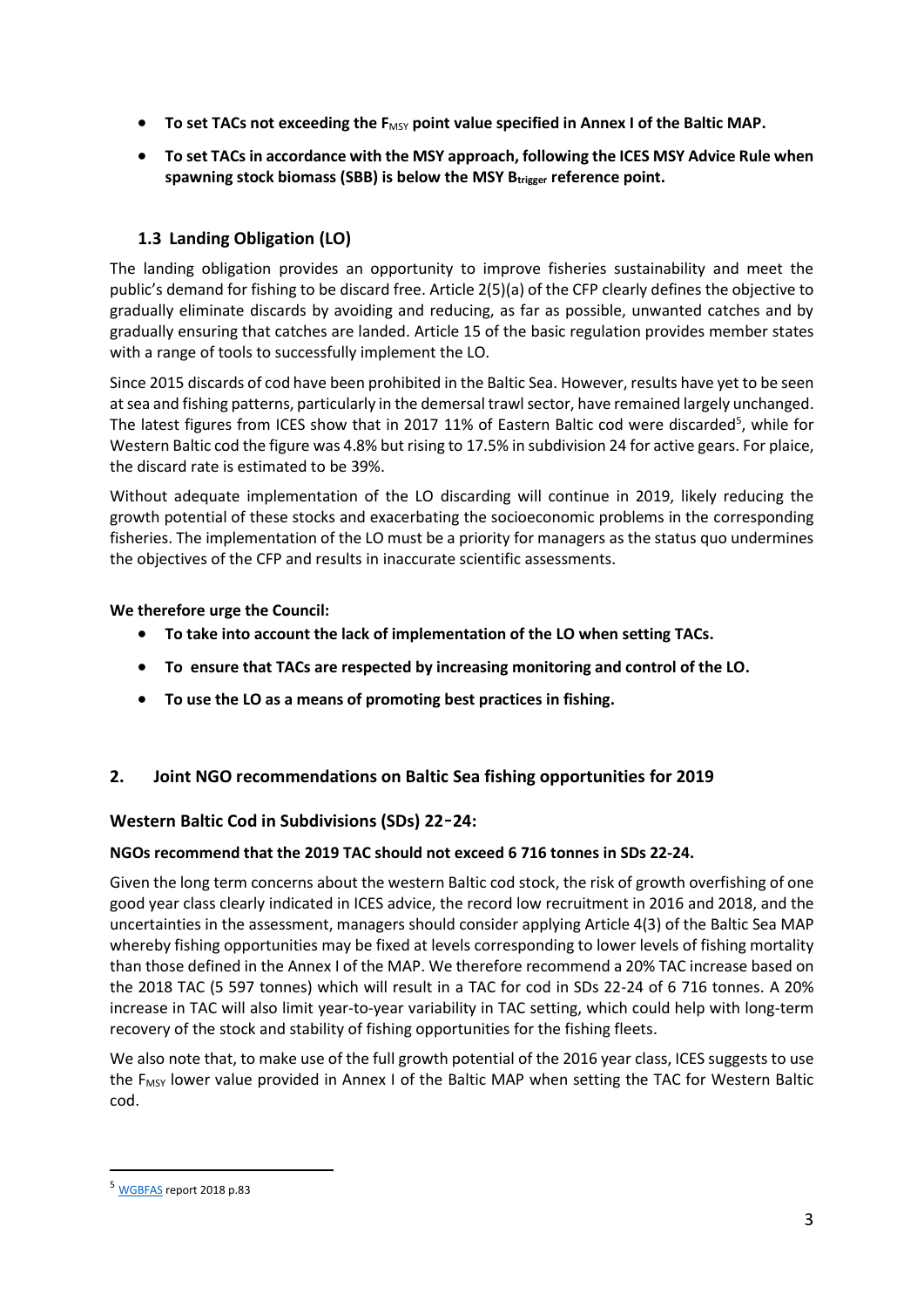- **To set TACs not exceeding the $F_{MSY}$ point value specified in Annex I of the Baltic MAP.**
- **To set TACs in accordance with the MSY approach, following the ICES MSY Advice Rule when spawning stock biomass (SBB) is below the MSY $B_{trigger}$ reference point.**

### 1.3 Landing Obligation (LO)

The landing obligation provides an opportunity to improve fisheries sustainability and meet the public's demand for fishing to be discard free. Article 2(5)(a) of the CFP clearly defines the objective to gradually eliminate discards by avoiding and reducing, as far as possible, unwanted catches and by gradually ensuring that catches are landed. Article 15 of the basic regulation provides member states with a range of tools to successfully implement the LO.

Since 2015 discards of cod have been prohibited in the Baltic Sea. However, results have yet to be seen at sea and fishing patterns, particularly in the demersal trawl sector, have remained largely unchanged. The latest figures from ICES show that in 2017 11% of Eastern Baltic cod were discarded[5], while for Western Baltic cod the figure was 4.8% but rising to 17.5% in subdivision 24 for active gears. For plaice, the discard rate is estimated to be 39%.

Without adequate implementation of the LO discarding will continue in 2019, likely reducing the growth potential of these stocks and exacerbating the socioeconomic problems in the corresponding fisheries. The implementation of the LO must be a priority for managers as the status quo undermines the objectives of the CFP and results in inaccurate scientific assessments.

**We therefore urge the Council:**

- **To take into account the lack of implementation of the LO when setting TACs.**
- **To ensure that TACs are respected by increasing monitoring and control of the LO.**
- **To use the LO as a means of promoting best practices in fishing.**

## 2. Joint NGO recommendations on Baltic Sea fishing opportunities for 2019

### Western Baltic Cod in Subdivisions (SDs) 22-24:

**NGOs recommend that the 2019 TAC should not exceed 6 716 tonnes in SDs 22-24.**

Given the long term concerns about the western Baltic cod stock, the risk of growth overfishing of one good year class clearly indicated in ICES advice, the record low recruitment in 2016 and 2018, and the uncertainties in the assessment, managers should consider applying Article 4(3) of the Baltic Sea MAP whereby fishing opportunities may be fixed at levels corresponding to lower levels of fishing mortality than those defined in the Annex I of the MAP. We therefore recommend a 20% TAC increase based on the 2018 TAC (5 597 tonnes) which will result in a TAC for cod in SDs 22-24 of 6 716 tonnes. A 20% increase in TAC will also limit year-to-year variability in TAC setting, which could help with long-term recovery of the stock and stability of fishing opportunities for the fishing fleets.

We also note that, to make use of the full growth potential of the 2016 year class, ICES suggests to use the $F_{MSY}$ lower value provided in Annex I of the Baltic MAP when setting the TAC for Western Baltic cod.

---

[5] WGBFAS report 2018 p.83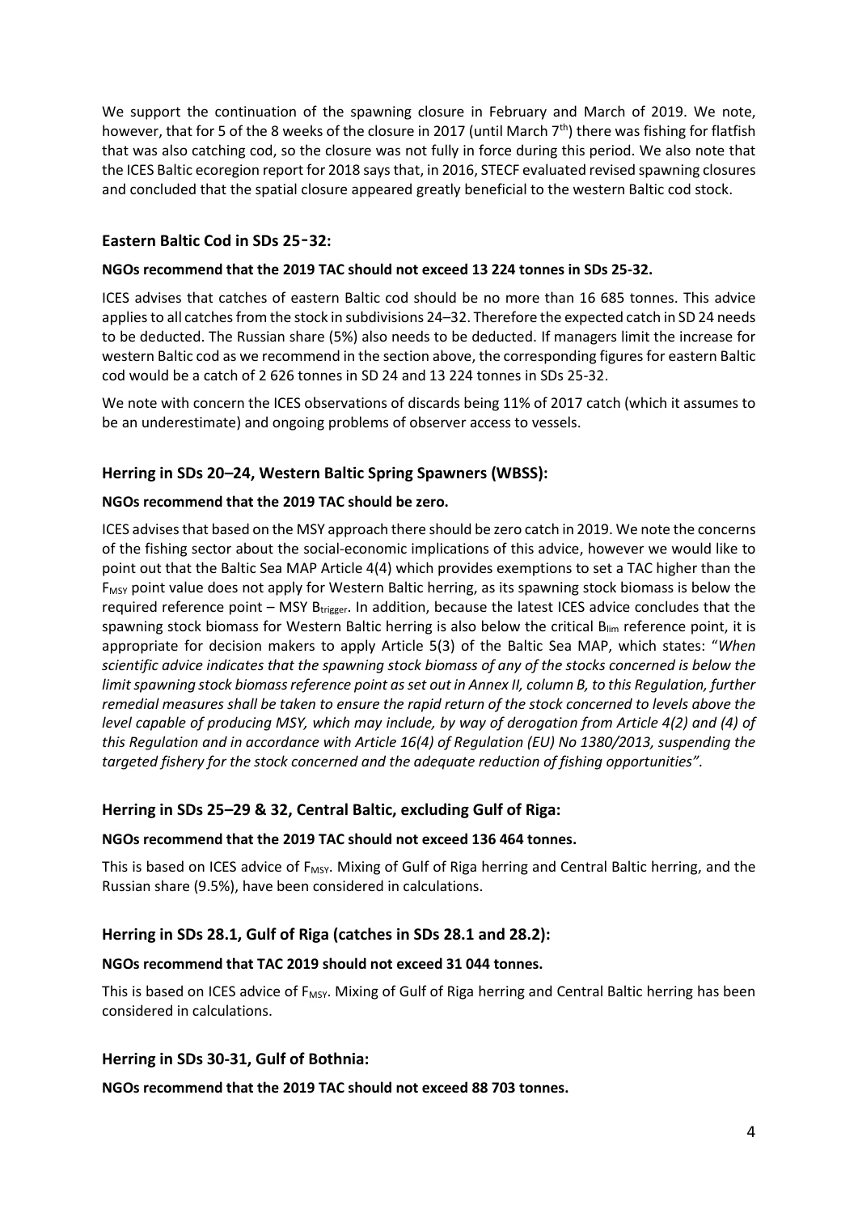We support the continuation of the spawning closure in February and March of 2019. We note, however, that for 5 of the 8 weeks of the closure in 2017 (until March 7th) there was fishing for flatfish that was also catching cod, so the closure was not fully in force during this period. We also note that the ICES Baltic ecoregion report for 2018 says that, in 2016, STECF evaluated revised spawning closures and concluded that the spatial closure appeared greatly beneficial to the western Baltic cod stock.

### Eastern Baltic Cod in SDs 25-32:

**NGOs recommend that the 2019 TAC should not exceed 13 224 tonnes in SDs 25-32.**

ICES advises that catches of eastern Baltic cod should be no more than 16 685 tonnes. This advice applies to all catches from the stock in subdivisions 24–32. Therefore the expected catch in SD 24 needs to be deducted. The Russian share (5%) also needs to be deducted. If managers limit the increase for western Baltic cod as we recommend in the section above, the corresponding figures for eastern Baltic cod would be a catch of 2 626 tonnes in SD 24 and 13 224 tonnes in SDs 25-32.

We note with concern the ICES observations of discards being 11% of 2017 catch (which it assumes to be an underestimate) and ongoing problems of observer access to vessels.

### Herring in SDs 20–24, Western Baltic Spring Spawners (WBSS):

**NGOs recommend that the 2019 TAC should be zero.**

ICES advises that based on the MSY approach there should be zero catch in 2019. We note the concerns of the fishing sector about the social-economic implications of this advice, however we would like to point out that the Baltic Sea MAP Article 4(4) which provides exemptions to set a TAC higher than the $F_{MSY}$ point value does not apply for Western Baltic herring, as its spawning stock biomass is below the required reference point – MSY $B_{trigger}$. In addition, because the latest ICES advice concludes that the spawning stock biomass for Western Baltic herring is also below the critical $B_{lim}$ reference point, it is appropriate for decision makers to apply Article 5(3) of the Baltic Sea MAP, which states: "*When scientific advice indicates that the spawning stock biomass of any of the stocks concerned is below the limit spawning stock biomass reference point as set out in Annex II, column B, to this Regulation, further remedial measures shall be taken to ensure the rapid return of the stock concerned to levels above the level capable of producing MSY, which may include, by way of derogation from Article 4(2) and (4) of this Regulation and in accordance with Article 16(4) of Regulation (EU) No 1380/2013, suspending the targeted fishery for the stock concerned and the adequate reduction of fishing opportunities".*

### Herring in SDs 25–29 & 32, Central Baltic, excluding Gulf of Riga:

**NGOs recommend that the 2019 TAC should not exceed 136 464 tonnes.**

This is based on ICES advice of $F_{MSY}$. Mixing of Gulf of Riga herring and Central Baltic herring, and the Russian share (9.5%), have been considered in calculations.

### Herring in SDs 28.1, Gulf of Riga (catches in SDs 28.1 and 28.2):

**NGOs recommend that TAC 2019 should not exceed 31 044 tonnes.**

This is based on ICES advice of $F_{MSY}$. Mixing of Gulf of Riga herring and Central Baltic herring has been considered in calculations.

### Herring in SDs 30-31, Gulf of Bothnia:

**NGOs recommend that the 2019 TAC should not exceed 88 703 tonnes.**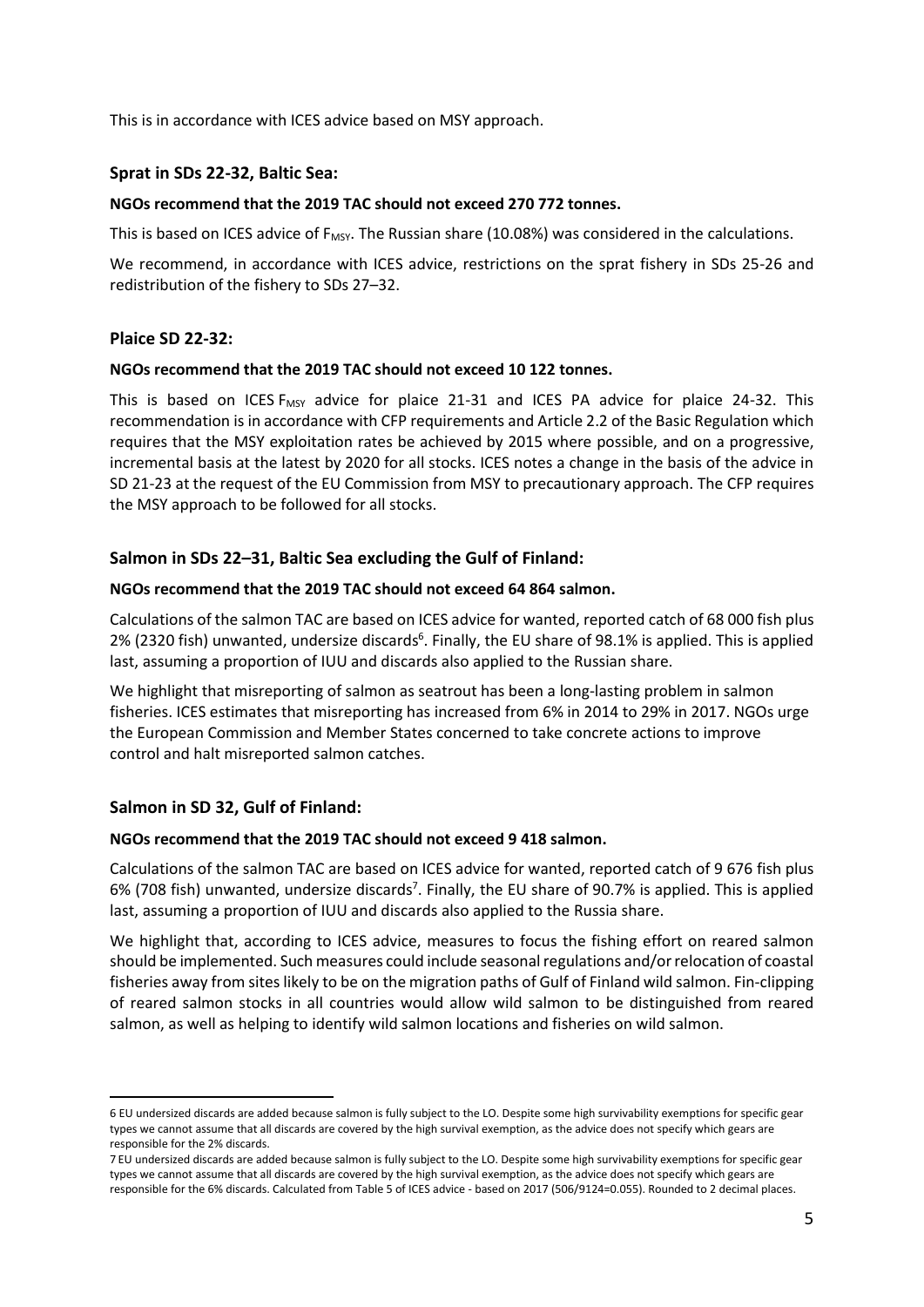This is in accordance with ICES advice based on MSY approach.

### Sprat in SDs 22-32, Baltic Sea:

**NGOs recommend that the 2019 TAC should not exceed 270 772 tonnes.**

This is based on ICES advice of $F_{MSY}$. The Russian share (10.08%) was considered in the calculations.

We recommend, in accordance with ICES advice, restrictions on the sprat fishery in SDs 25-26 and redistribution of the fishery to SDs 27–32.

### Plaice SD 22-32:

**NGOs recommend that the 2019 TAC should not exceed 10 122 tonnes.**

This is based on ICES $F_{MSY}$ advice for plaice 21-31 and ICES PA advice for plaice 24-32. This recommendation is in accordance with CFP requirements and Article 2.2 of the Basic Regulation which requires that the MSY exploitation rates be achieved by 2015 where possible, and on a progressive, incremental basis at the latest by 2020 for all stocks. ICES notes a change in the basis of the advice in SD 21-23 at the request of the EU Commission from MSY to precautionary approach. The CFP requires the MSY approach to be followed for all stocks.

### Salmon in SDs 22–31, Baltic Sea excluding the Gulf of Finland:

**NGOs recommend that the 2019 TAC should not exceed 64 864 salmon.**

Calculations of the salmon TAC are based on ICES advice for wanted, reported catch of 68 000 fish plus 2% (2320 fish) unwanted, undersize discards[6]. Finally, the EU share of 98.1% is applied. This is applied last, assuming a proportion of IUU and discards also applied to the Russian share.

We highlight that misreporting of salmon as seatrout has been a long-lasting problem in salmon fisheries. ICES estimates that misreporting has increased from 6% in 2014 to 29% in 2017. NGOs urge the European Commission and Member States concerned to take concrete actions to improve control and halt misreported salmon catches.

### Salmon in SD 32, Gulf of Finland:

**NGOs recommend that the 2019 TAC should not exceed 9 418 salmon.**

Calculations of the salmon TAC are based on ICES advice for wanted, reported catch of 9 676 fish plus 6% (708 fish) unwanted, undersize discards[7]. Finally, the EU share of 90.7% is applied. This is applied last, assuming a proportion of IUU and discards also applied to the Russia share.

We highlight that, according to ICES advice, measures to focus the fishing effort on reared salmon should be implemented. Such measures could include seasonal regulations and/or relocation of coastal fisheries away from sites likely to be on the migration paths of Gulf of Finland wild salmon. Fin-clipping of reared salmon stocks in all countries would allow wild salmon to be distinguished from reared salmon, as well as helping to identify wild salmon locations and fisheries on wild salmon.

---

6 EU undersized discards are added because salmon is fully subject to the LO. Despite some high survivability exemptions for specific gear types we cannot assume that all discards are covered by the high survival exemption, as the advice does not specify which gears are responsible for the 2% discards.

7 EU undersized discards are added because salmon is fully subject to the LO. Despite some high survivability exemptions for specific gear types we cannot assume that all discards are covered by the high survival exemption, as the advice does not specify which gears are responsible for the 6% discards. Calculated from Table 5 of ICES advice - based on 2017 (506/9124=0.055). Rounded to 2 decimal places.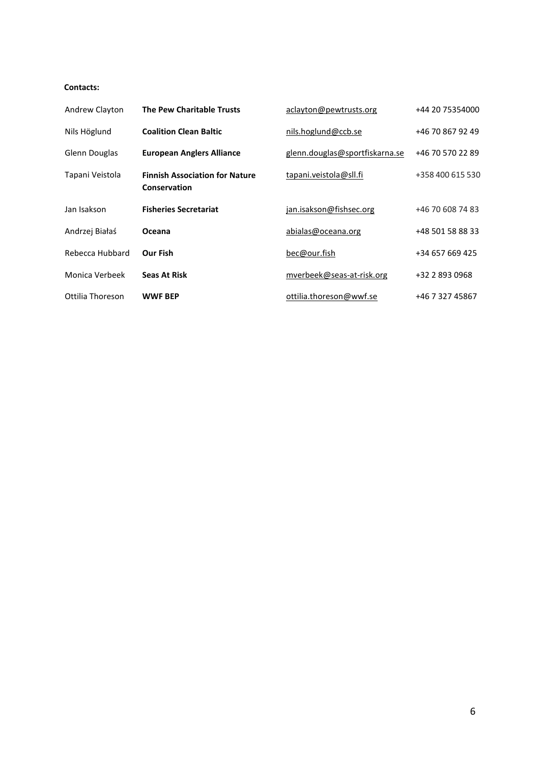**Contacts:**

| | | | |
|---|---|---|---|
| Andrew Clayton | **The Pew Charitable Trusts** | aclayton@pewtrusts.org | +44 20 75354000 |
| Nils Höglund | **Coalition Clean Baltic** | nils.hoglund@ccb.se | +46 70 867 92 49 |
| Glenn Douglas | **European Anglers Alliance** | glenn.douglas@sportfiskarna.se | +46 70 570 22 89 |
| Tapani Veistola | **Finnish Association for Nature Conservation** | tapani.veistola@sll.fi | +358 400 615 530 |
| Jan Isakson | **Fisheries Secretariat** | jan.isakson@fishsec.org | +46 70 608 74 83 |
| Andrzej Białaś | **Oceana** | abialas@oceana.org | +48 501 58 88 33 |
| Rebecca Hubbard | **Our Fish** | bec@our.fish | +34 657 669 425 |
| Monica Verbeek | **Seas At Risk** | mverbeek@seas-at-risk.org | +32 2 893 0968 |
| Ottilia Thoreson | **WWF BEP** | ottilia.thoreson@wwf.se | +46 7 327 45867 |